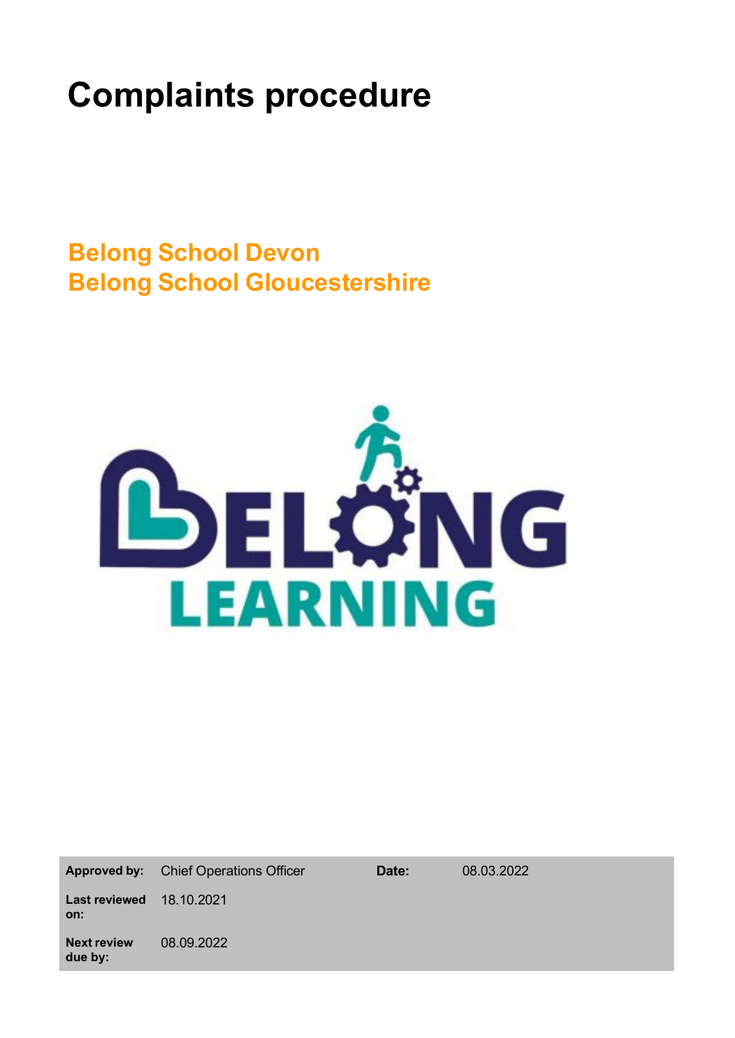# Complaints procedure

## Belong School Devon
## Belong School Gloucestershire

| **Approved by:** | Chief Operations Officer | **Date:** | 08.03.2022 |
|---|---|---|---|
| **Last reviewed on:** | 18.10.2021 | | |
| **Next review due by:** | 08.09.2022 | | |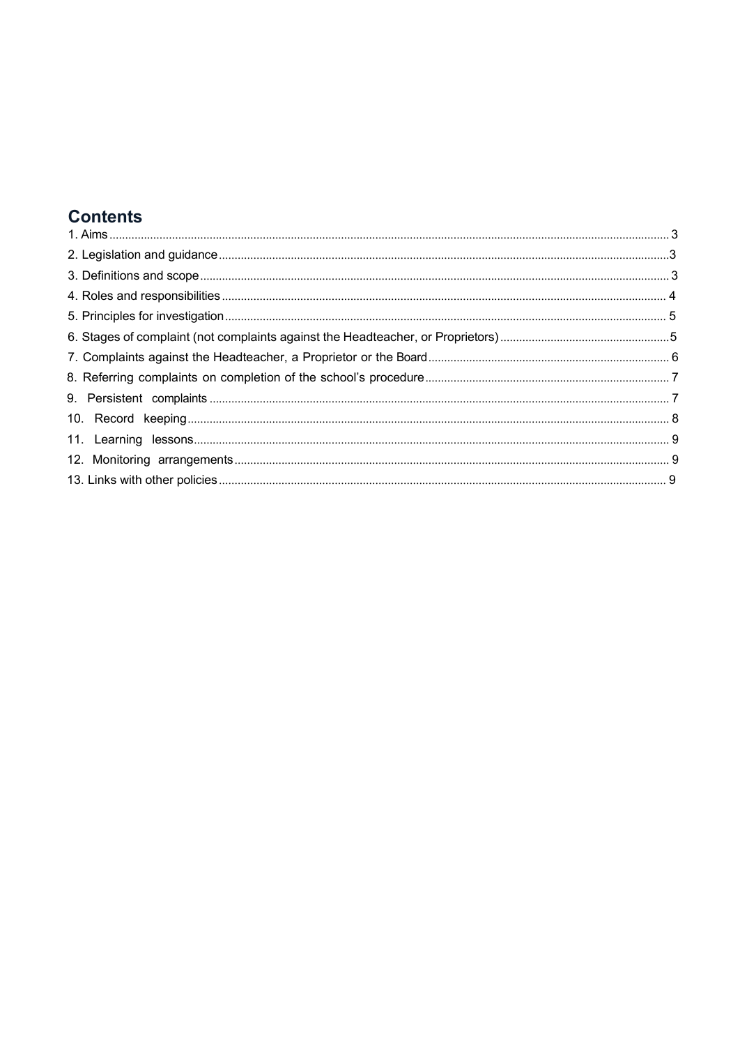## Contents

1. Aims ..... 3
2. Legislation and guidance ..... 3
3. Definitions and scope ..... 3
4. Roles and responsibilities ..... 4
5. Principles for investigation ..... 5
6. Stages of complaint (not complaints against the Headteacher, or Proprietors) ..... 5
7. Complaints against the Headteacher, a Proprietor or the Board ..... 6
8. Referring complaints on completion of the school's procedure ..... 7
9. Persistent complaints ..... 7
10. Record keeping ..... 8
11. Learning lessons ..... 9
12. Monitoring arrangements ..... 9
13. Links with other policies ..... 9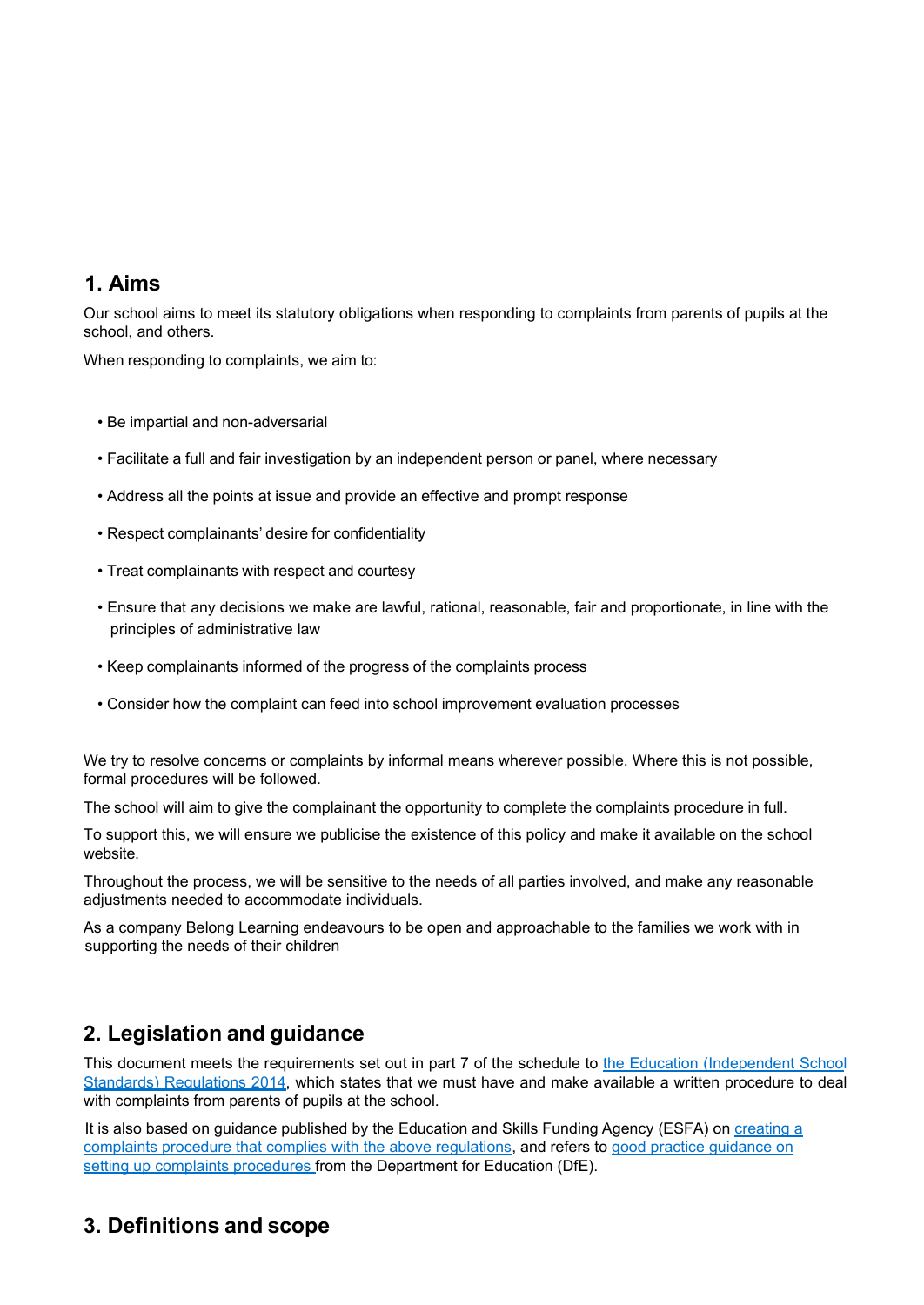## 1. Aims

Our school aims to meet its statutory obligations when responding to complaints from parents of pupils at the school, and others.

When responding to complaints, we aim to:

- Be impartial and non-adversarial
- Facilitate a full and fair investigation by an independent person or panel, where necessary
- Address all the points at issue and provide an effective and prompt response
- Respect complainants' desire for confidentiality
- Treat complainants with respect and courtesy
- Ensure that any decisions we make are lawful, rational, reasonable, fair and proportionate, in line with the principles of administrative law
- Keep complainants informed of the progress of the complaints process
- Consider how the complaint can feed into school improvement evaluation processes

We try to resolve concerns or complaints by informal means wherever possible. Where this is not possible, formal procedures will be followed.

The school will aim to give the complainant the opportunity to complete the complaints procedure in full.

To support this, we will ensure we publicise the existence of this policy and make it available on the school website.

Throughout the process, we will be sensitive to the needs of all parties involved, and make any reasonable adjustments needed to accommodate individuals.

As a company Belong Learning endeavours to be open and approachable to the families we work with in supporting the needs of their children

## 2. Legislation and guidance

This document meets the requirements set out in part 7 of the schedule to the Education (Independent School Standards) Regulations 2014, which states that we must have and make available a written procedure to deal with complaints from parents of pupils at the school.

It is also based on guidance published by the Education and Skills Funding Agency (ESFA) on creating a complaints procedure that complies with the above regulations, and refers to good practice guidance on setting up complaints procedures from the Department for Education (DfE).

## 3. Definitions and scope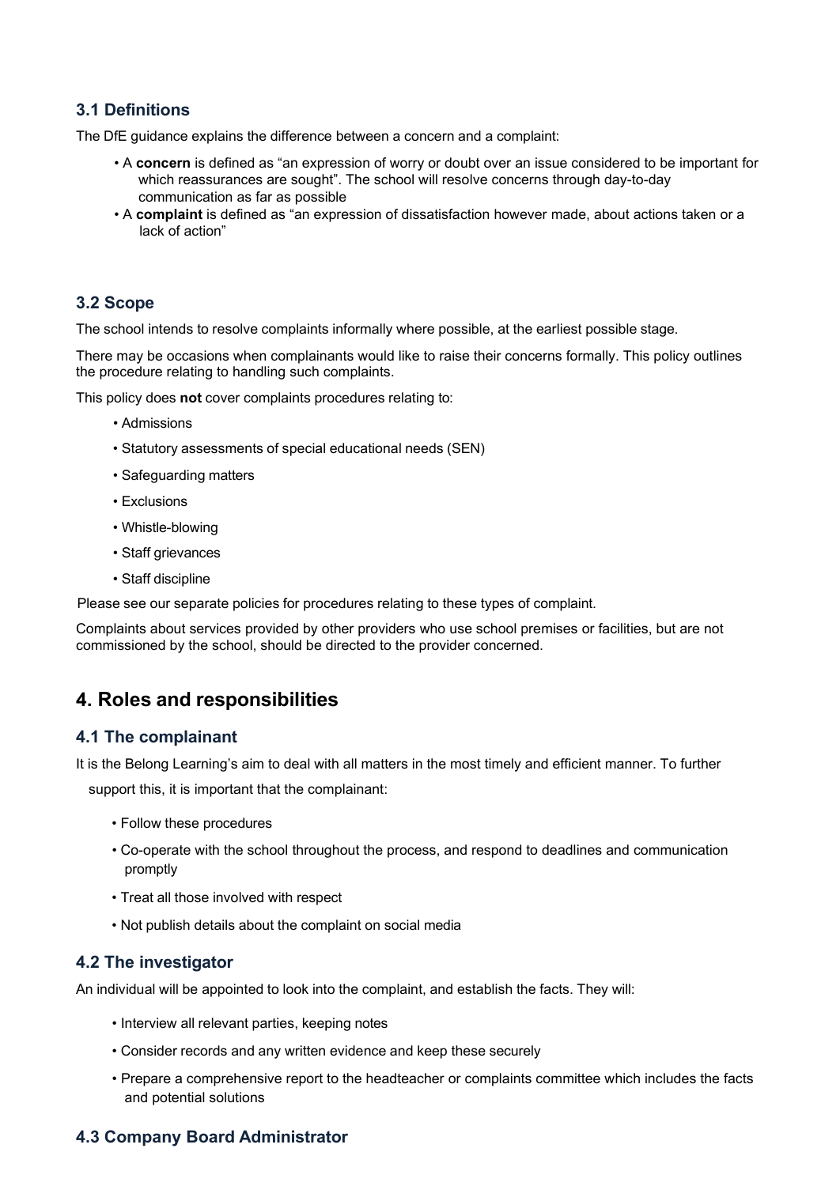### 3.1 Definitions

The DfE guidance explains the difference between a concern and a complaint:

- A **concern** is defined as "an expression of worry or doubt over an issue considered to be important for which reassurances are sought". The school will resolve concerns through day-to-day communication as far as possible
- A **complaint** is defined as "an expression of dissatisfaction however made, about actions taken or a lack of action"

### 3.2 Scope

The school intends to resolve complaints informally where possible, at the earliest possible stage.

There may be occasions when complainants would like to raise their concerns formally. This policy outlines the procedure relating to handling such complaints.

This policy does **not** cover complaints procedures relating to:

- Admissions
- Statutory assessments of special educational needs (SEN)
- Safeguarding matters
- Exclusions
- Whistle-blowing
- Staff grievances
- Staff discipline

Please see our separate policies for procedures relating to these types of complaint.

Complaints about services provided by other providers who use school premises or facilities, but are not commissioned by the school, should be directed to the provider concerned.

## 4. Roles and responsibilities

### 4.1 The complainant

It is the Belong Learning's aim to deal with all matters in the most timely and efficient manner. To further support this, it is important that the complainant:

- Follow these procedures
- Co-operate with the school throughout the process, and respond to deadlines and communication promptly
- Treat all those involved with respect
- Not publish details about the complaint on social media

### 4.2 The investigator

An individual will be appointed to look into the complaint, and establish the facts. They will:

- Interview all relevant parties, keeping notes
- Consider records and any written evidence and keep these securely
- Prepare a comprehensive report to the headteacher or complaints committee which includes the facts and potential solutions

### 4.3 Company Board Administrator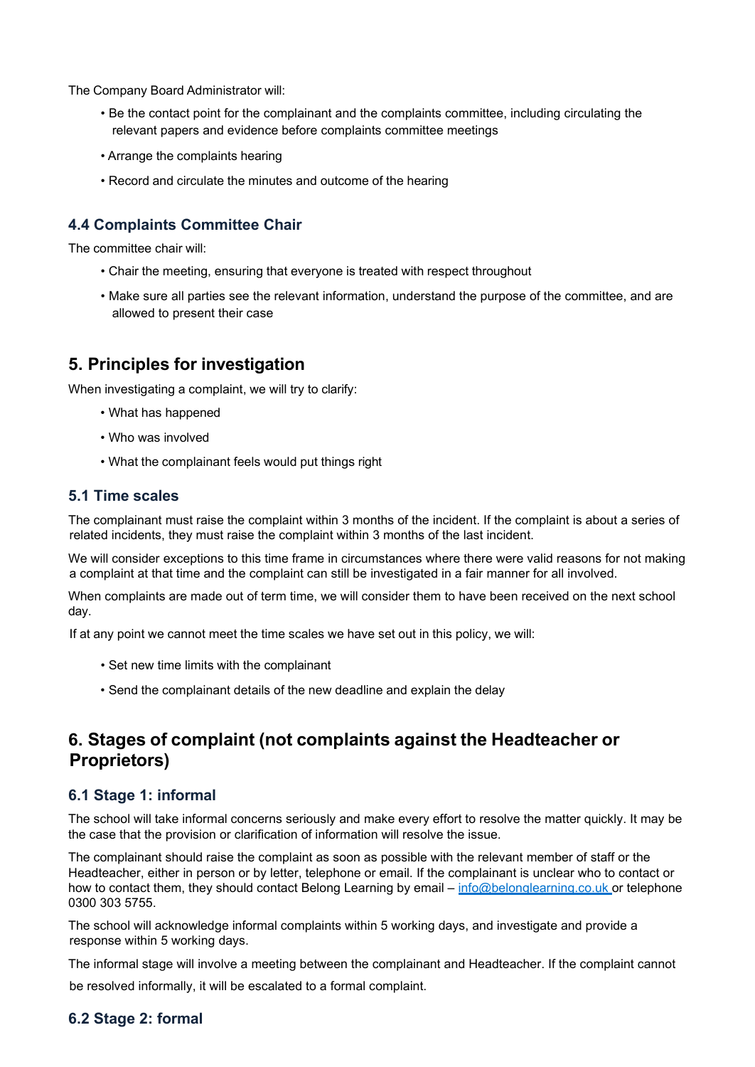The Company Board Administrator will:

- Be the contact point for the complainant and the complaints committee, including circulating the relevant papers and evidence before complaints committee meetings
- Arrange the complaints hearing
- Record and circulate the minutes and outcome of the hearing

### 4.4 Complaints Committee Chair

The committee chair will:

- Chair the meeting, ensuring that everyone is treated with respect throughout
- Make sure all parties see the relevant information, understand the purpose of the committee, and are allowed to present their case

## 5. Principles for investigation

When investigating a complaint, we will try to clarify:

- What has happened
- Who was involved
- What the complainant feels would put things right

### 5.1 Time scales

The complainant must raise the complaint within 3 months of the incident. If the complaint is about a series of related incidents, they must raise the complaint within 3 months of the last incident.

We will consider exceptions to this time frame in circumstances where there were valid reasons for not making a complaint at that time and the complaint can still be investigated in a fair manner for all involved.

When complaints are made out of term time, we will consider them to have been received on the next school day.

If at any point we cannot meet the time scales we have set out in this policy, we will:

- Set new time limits with the complainant
- Send the complainant details of the new deadline and explain the delay

## 6. Stages of complaint (not complaints against the Headteacher or Proprietors)

### 6.1 Stage 1: informal

The school will take informal concerns seriously and make every effort to resolve the matter quickly. It may be the case that the provision or clarification of information will resolve the issue.

The complainant should raise the complaint as soon as possible with the relevant member of staff or the Headteacher, either in person or by letter, telephone or email. If the complainant is unclear who to contact or how to contact them, they should contact Belong Learning by email – info@belonglearning.co.uk or telephone 0300 303 5755.

The school will acknowledge informal complaints within 5 working days, and investigate and provide a response within 5 working days.

The informal stage will involve a meeting between the complainant and Headteacher. If the complaint cannot be resolved informally, it will be escalated to a formal complaint.

### 6.2 Stage 2: formal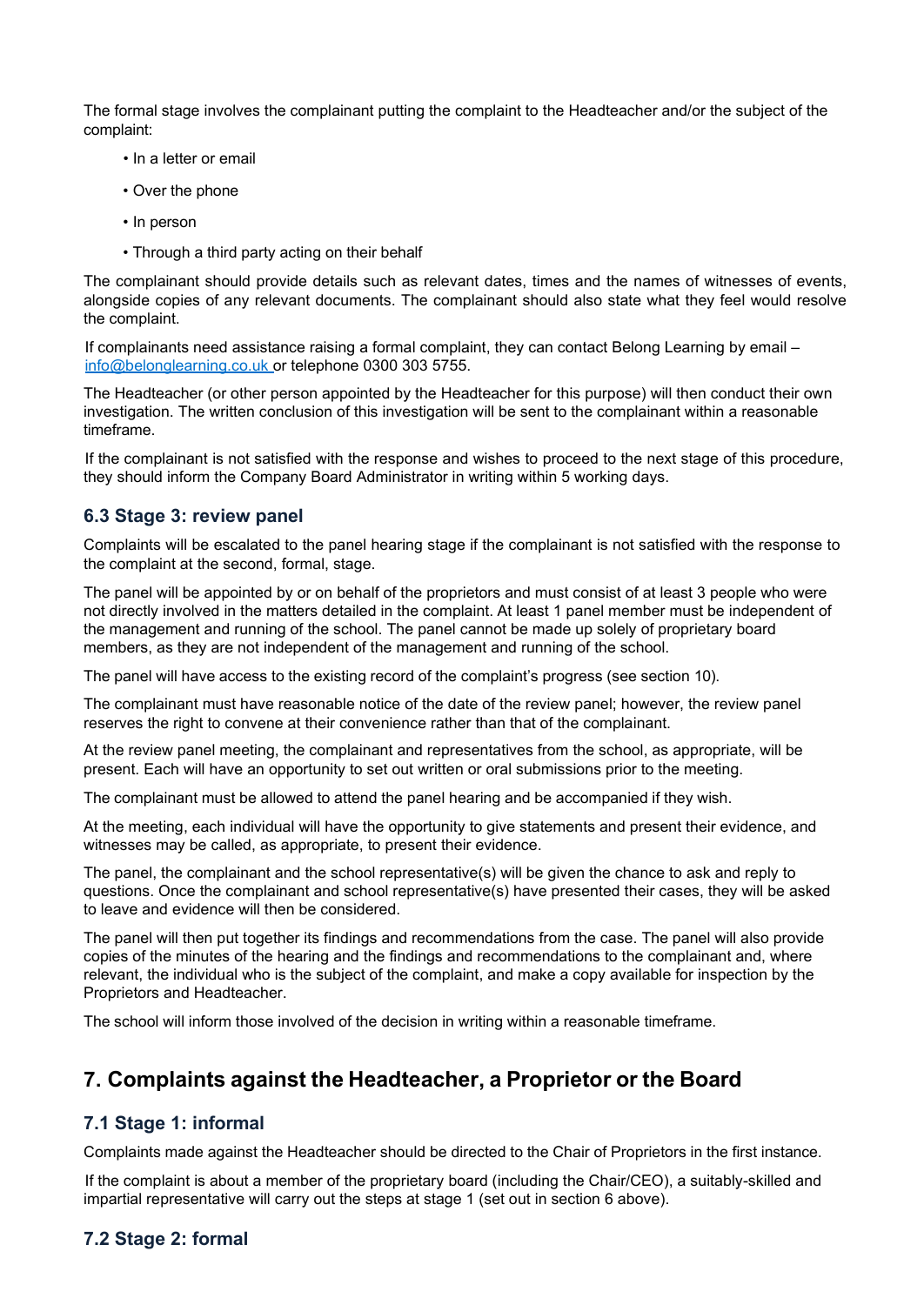The formal stage involves the complainant putting the complaint to the Headteacher and/or the subject of the complaint:

- In a letter or email
- Over the phone
- In person
- Through a third party acting on their behalf

The complainant should provide details such as relevant dates, times and the names of witnesses of events, alongside copies of any relevant documents. The complainant should also state what they feel would resolve the complaint.

If complainants need assistance raising a formal complaint, they can contact Belong Learning by email – info@belonglearning.co.uk or telephone 0300 303 5755.

The Headteacher (or other person appointed by the Headteacher for this purpose) will then conduct their own investigation. The written conclusion of this investigation will be sent to the complainant within a reasonable timeframe.

If the complainant is not satisfied with the response and wishes to proceed to the next stage of this procedure, they should inform the Company Board Administrator in writing within 5 working days.

### 6.3 Stage 3: review panel

Complaints will be escalated to the panel hearing stage if the complainant is not satisfied with the response to the complaint at the second, formal, stage.

The panel will be appointed by or on behalf of the proprietors and must consist of at least 3 people who were not directly involved in the matters detailed in the complaint. At least 1 panel member must be independent of the management and running of the school. The panel cannot be made up solely of proprietary board members, as they are not independent of the management and running of the school.

The panel will have access to the existing record of the complaint's progress (see section 10).

The complainant must have reasonable notice of the date of the review panel; however, the review panel reserves the right to convene at their convenience rather than that of the complainant.

At the review panel meeting, the complainant and representatives from the school, as appropriate, will be present. Each will have an opportunity to set out written or oral submissions prior to the meeting.

The complainant must be allowed to attend the panel hearing and be accompanied if they wish.

At the meeting, each individual will have the opportunity to give statements and present their evidence, and witnesses may be called, as appropriate, to present their evidence.

The panel, the complainant and the school representative(s) will be given the chance to ask and reply to questions. Once the complainant and school representative(s) have presented their cases, they will be asked to leave and evidence will then be considered.

The panel will then put together its findings and recommendations from the case. The panel will also provide copies of the minutes of the hearing and the findings and recommendations to the complainant and, where relevant, the individual who is the subject of the complaint, and make a copy available for inspection by the Proprietors and Headteacher.

The school will inform those involved of the decision in writing within a reasonable timeframe.

## 7. Complaints against the Headteacher, a Proprietor or the Board

### 7.1 Stage 1: informal

Complaints made against the Headteacher should be directed to the Chair of Proprietors in the first instance.

If the complaint is about a member of the proprietary board (including the Chair/CEO), a suitably-skilled and impartial representative will carry out the steps at stage 1 (set out in section 6 above).

### 7.2 Stage 2: formal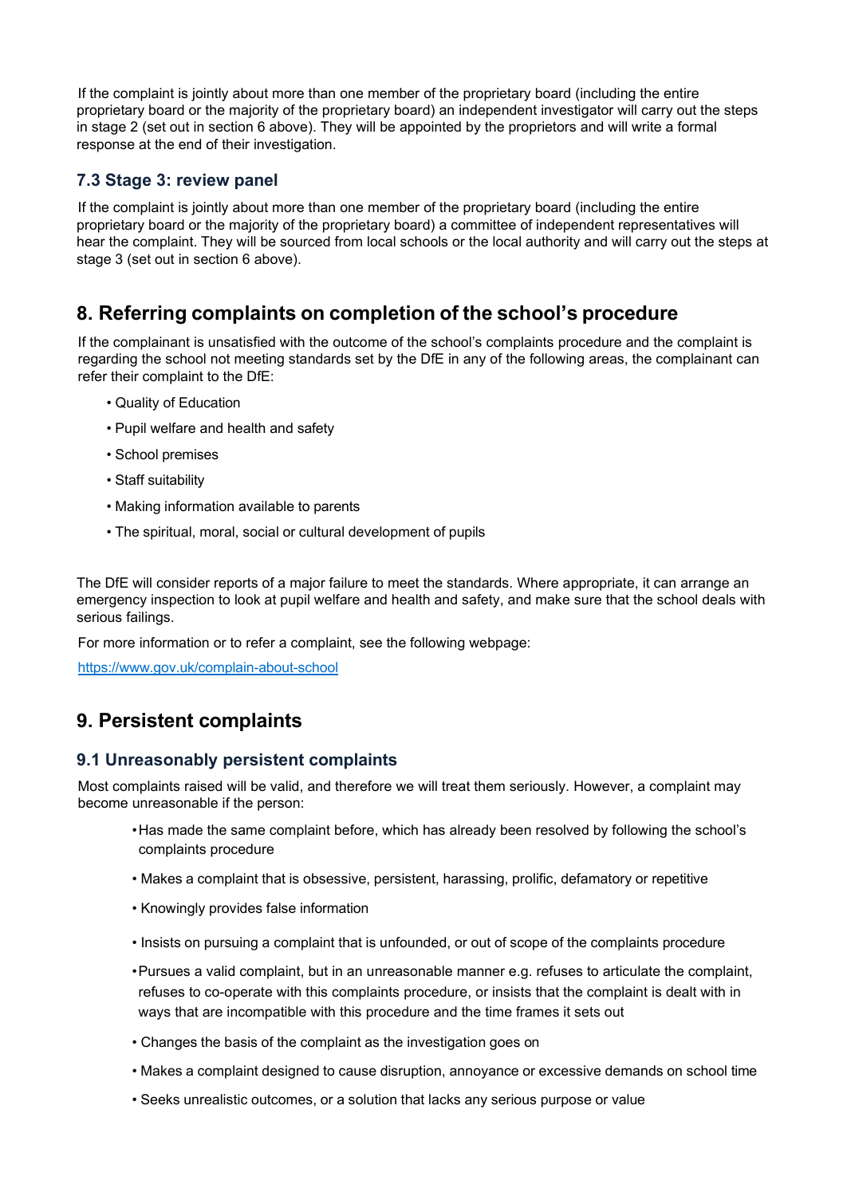If the complaint is jointly about more than one member of the proprietary board (including the entire proprietary board or the majority of the proprietary board) an independent investigator will carry out the steps in stage 2 (set out in section 6 above). They will be appointed by the proprietors and will write a formal response at the end of their investigation.

### 7.3 Stage 3: review panel

If the complaint is jointly about more than one member of the proprietary board (including the entire proprietary board or the majority of the proprietary board) a committee of independent representatives will hear the complaint. They will be sourced from local schools or the local authority and will carry out the steps at stage 3 (set out in section 6 above).

## 8. Referring complaints on completion of the school's procedure

If the complainant is unsatisfied with the outcome of the school's complaints procedure and the complaint is regarding the school not meeting standards set by the DfE in any of the following areas, the complainant can refer their complaint to the DfE:

- Quality of Education
- Pupil welfare and health and safety
- School premises
- Staff suitability
- Making information available to parents
- The spiritual, moral, social or cultural development of pupils

The DfE will consider reports of a major failure to meet the standards. Where appropriate, it can arrange an emergency inspection to look at pupil welfare and health and safety, and make sure that the school deals with serious failings.

For more information or to refer a complaint, see the following webpage:

https://www.gov.uk/complain-about-school

## 9. Persistent complaints

### 9.1 Unreasonably persistent complaints

Most complaints raised will be valid, and therefore we will treat them seriously. However, a complaint may become unreasonable if the person:

- Has made the same complaint before, which has already been resolved by following the school's complaints procedure
- Makes a complaint that is obsessive, persistent, harassing, prolific, defamatory or repetitive
- Knowingly provides false information
- Insists on pursuing a complaint that is unfounded, or out of scope of the complaints procedure
- Pursues a valid complaint, but in an unreasonable manner e.g. refuses to articulate the complaint, refuses to co-operate with this complaints procedure, or insists that the complaint is dealt with in ways that are incompatible with this procedure and the time frames it sets out
- Changes the basis of the complaint as the investigation goes on
- Makes a complaint designed to cause disruption, annoyance or excessive demands on school time
- Seeks unrealistic outcomes, or a solution that lacks any serious purpose or value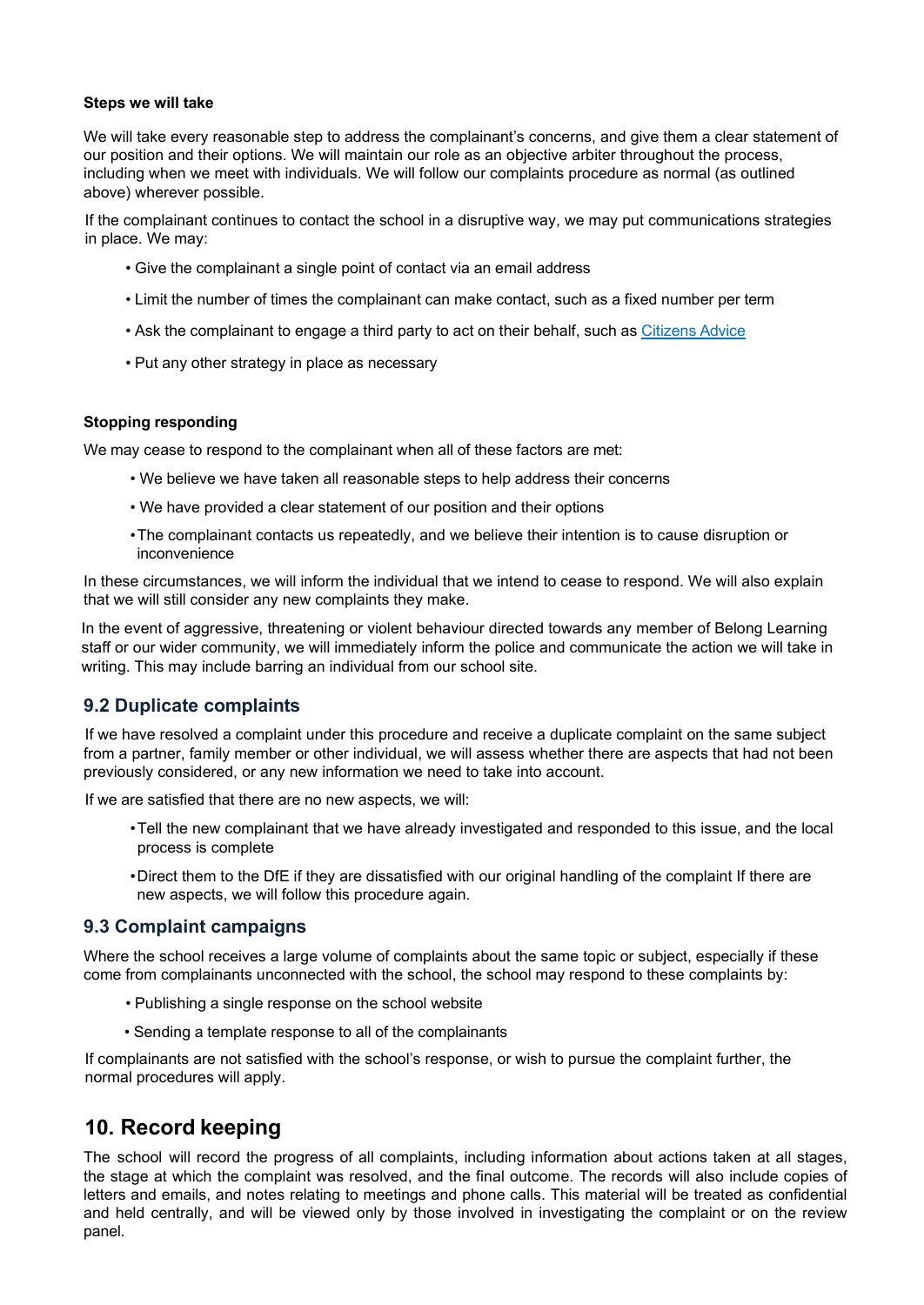**Steps we will take**

We will take every reasonable step to address the complainant's concerns, and give them a clear statement of our position and their options. We will maintain our role as an objective arbiter throughout the process, including when we meet with individuals. We will follow our complaints procedure as normal (as outlined above) wherever possible.

If the complainant continues to contact the school in a disruptive way, we may put communications strategies in place. We may:

- Give the complainant a single point of contact via an email address
- Limit the number of times the complainant can make contact, such as a fixed number per term
- Ask the complainant to engage a third party to act on their behalf, such as Citizens Advice
- Put any other strategy in place as necessary

**Stopping responding**

We may cease to respond to the complainant when all of these factors are met:

- We believe we have taken all reasonable steps to help address their concerns
- We have provided a clear statement of our position and their options
- The complainant contacts us repeatedly, and we believe their intention is to cause disruption or inconvenience

In these circumstances, we will inform the individual that we intend to cease to respond. We will also explain that we will still consider any new complaints they make.

In the event of aggressive, threatening or violent behaviour directed towards any member of Belong Learning staff or our wider community, we will immediately inform the police and communicate the action we will take in writing. This may include barring an individual from our school site.

### 9.2 Duplicate complaints

If we have resolved a complaint under this procedure and receive a duplicate complaint on the same subject from a partner, family member or other individual, we will assess whether there are aspects that had not been previously considered, or any new information we need to take into account.

If we are satisfied that there are no new aspects, we will:

- Tell the new complainant that we have already investigated and responded to this issue, and the local process is complete
- Direct them to the DfE if they are dissatisfied with our original handling of the complaint If there are new aspects, we will follow this procedure again.

### 9.3 Complaint campaigns

Where the school receives a large volume of complaints about the same topic or subject, especially if these come from complainants unconnected with the school, the school may respond to these complaints by:

- Publishing a single response on the school website
- Sending a template response to all of the complainants

If complainants are not satisfied with the school's response, or wish to pursue the complaint further, the normal procedures will apply.

## 10. Record keeping

The school will record the progress of all complaints, including information about actions taken at all stages, the stage at which the complaint was resolved, and the final outcome. The records will also include copies of letters and emails, and notes relating to meetings and phone calls. This material will be treated as confidential and held centrally, and will be viewed only by those involved in investigating the complaint or on the review panel.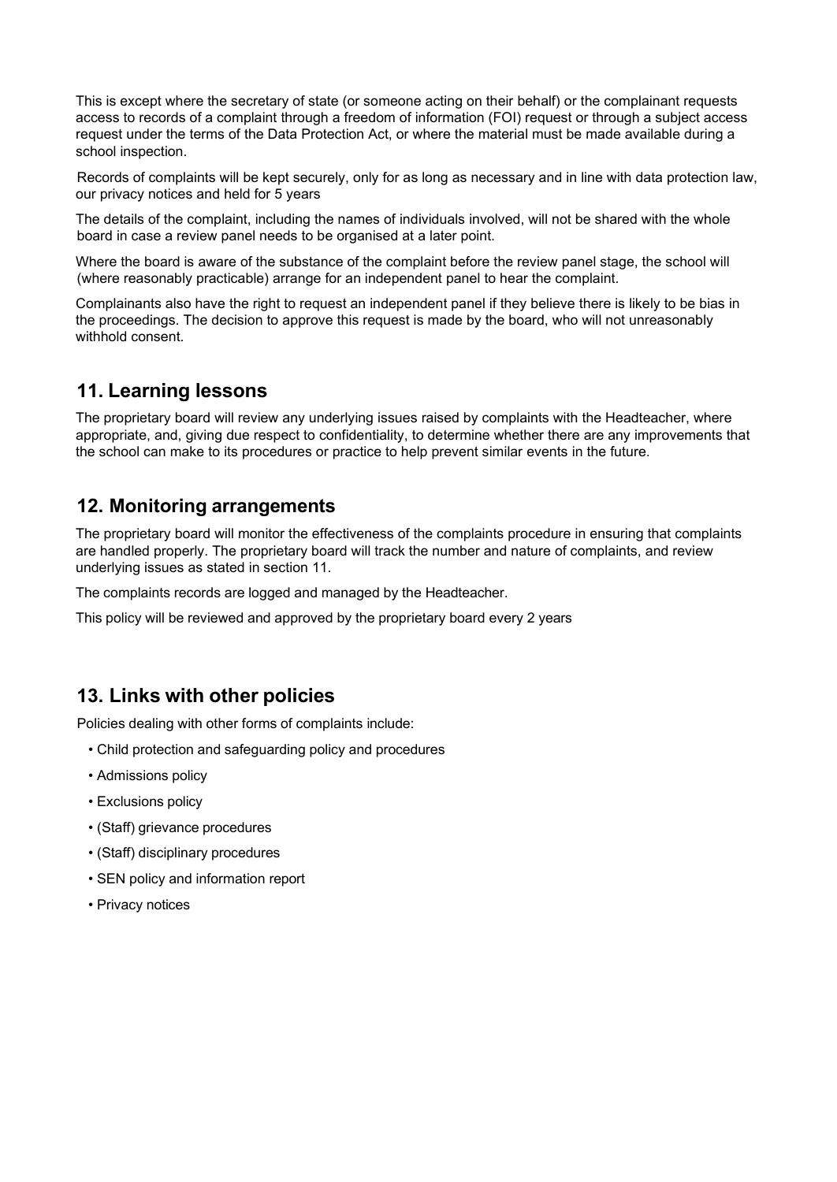This is except where the secretary of state (or someone acting on their behalf) or the complainant requests access to records of a complaint through a freedom of information (FOI) request or through a subject access request under the terms of the Data Protection Act, or where the material must be made available during a school inspection.

Records of complaints will be kept securely, only for as long as necessary and in line with data protection law, our privacy notices and held for 5 years

The details of the complaint, including the names of individuals involved, will not be shared with the whole board in case a review panel needs to be organised at a later point.

Where the board is aware of the substance of the complaint before the review panel stage, the school will (where reasonably practicable) arrange for an independent panel to hear the complaint.

Complainants also have the right to request an independent panel if they believe there is likely to be bias in the proceedings. The decision to approve this request is made by the board, who will not unreasonably withhold consent.

## 11. Learning lessons

The proprietary board will review any underlying issues raised by complaints with the Headteacher, where appropriate, and, giving due respect to confidentiality, to determine whether there are any improvements that the school can make to its procedures or practice to help prevent similar events in the future.

## 12. Monitoring arrangements

The proprietary board will monitor the effectiveness of the complaints procedure in ensuring that complaints are handled properly. The proprietary board will track the number and nature of complaints, and review underlying issues as stated in section 11.

The complaints records are logged and managed by the Headteacher.

This policy will be reviewed and approved by the proprietary board every 2 years

## 13. Links with other policies

Policies dealing with other forms of complaints include:

- Child protection and safeguarding policy and procedures
- Admissions policy
- Exclusions policy
- (Staff) grievance procedures
- (Staff) disciplinary procedures
- SEN policy and information report
- Privacy notices